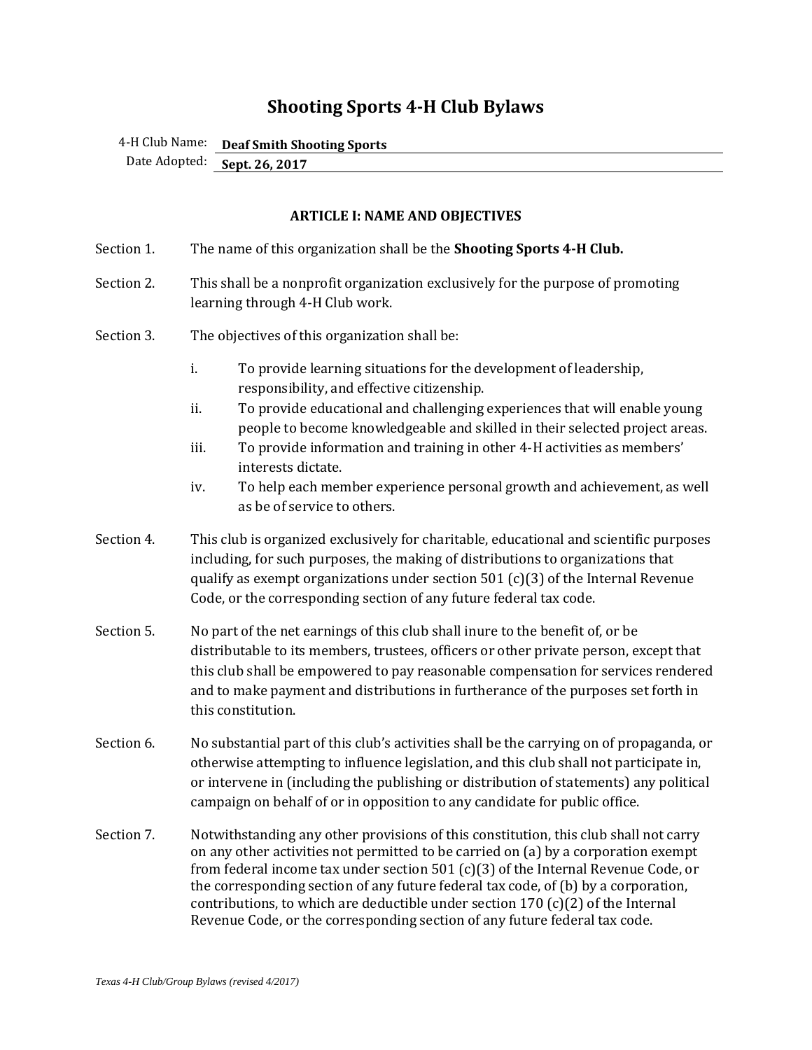# Shooting Sports 4-H Club Bylaws

4-H Club Name: **Deaf Smith Shooting Sports**

Date Adopted: **Sept. 26, 2017**

## ARTICLE I: NAME AND OBJECTIVES

Section 1. The name of this organization shall be the **Shooting Sports 4-H Club.**

Section 2. This shall be a nonprofit organization exclusively for the purpose of promoting learning through 4-H Club work.

Section 3. The objectives of this organization shall be:

i. To provide learning situations for the development of leadership, responsibility, and effective citizenship.

ii. To provide educational and challenging experiences that will enable young people to become knowledgeable and skilled in their selected project areas.

iii. To provide information and training in other 4-H activities as members' interests dictate.

iv. To help each member experience personal growth and achievement, as well as be of service to others.

Section 4. This club is organized exclusively for charitable, educational and scientific purposes including, for such purposes, the making of distributions to organizations that qualify as exempt organizations under section 501 (c)(3) of the Internal Revenue Code, or the corresponding section of any future federal tax code.

Section 5. No part of the net earnings of this club shall inure to the benefit of, or be distributable to its members, trustees, officers or other private person, except that this club shall be empowered to pay reasonable compensation for services rendered and to make payment and distributions in furtherance of the purposes set forth in this constitution.

Section 6. No substantial part of this club's activities shall be the carrying on of propaganda, or otherwise attempting to influence legislation, and this club shall not participate in, or intervene in (including the publishing or distribution of statements) any political campaign on behalf of or in opposition to any candidate for public office.

Section 7. Notwithstanding any other provisions of this constitution, this club shall not carry on any other activities not permitted to be carried on (a) by a corporation exempt from federal income tax under section 501 (c)(3) of the Internal Revenue Code, or the corresponding section of any future federal tax code, of (b) by a corporation, contributions, to which are deductible under section 170 (c)(2) of the Internal Revenue Code, or the corresponding section of any future federal tax code.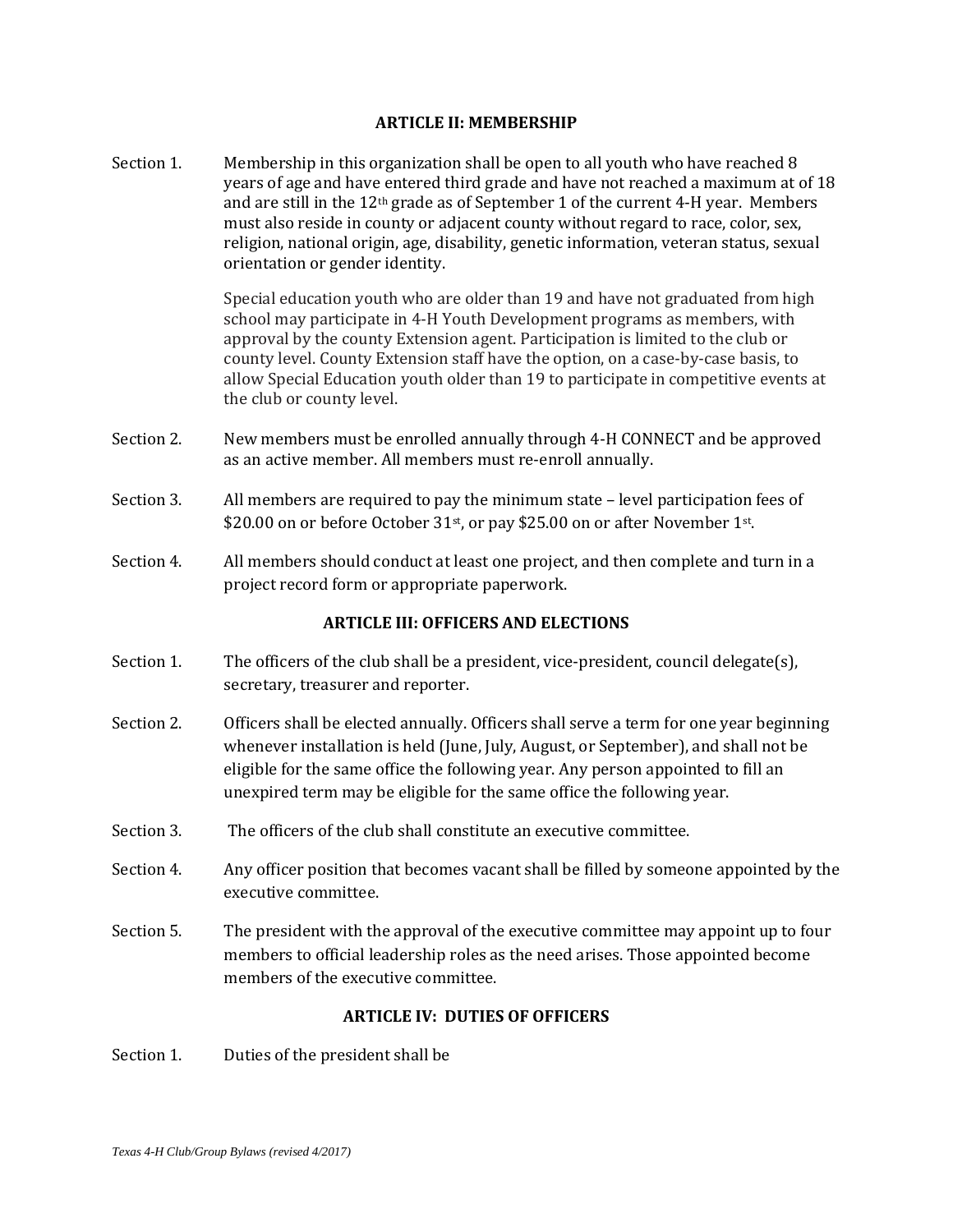## ARTICLE II: MEMBERSHIP

Section 1. Membership in this organization shall be open to all youth who have reached 8 years of age and have entered third grade and have not reached a maximum at of 18 and are still in the 12th grade as of September 1 of the current 4-H year. Members must also reside in county or adjacent county without regard to race, color, sex, religion, national origin, age, disability, genetic information, veteran status, sexual orientation or gender identity.

Special education youth who are older than 19 and have not graduated from high school may participate in 4-H Youth Development programs as members, with approval by the county Extension agent. Participation is limited to the club or county level. County Extension staff have the option, on a case-by-case basis, to allow Special Education youth older than 19 to participate in competitive events at the club or county level.

Section 2. New members must be enrolled annually through 4-H CONNECT and be approved as an active member. All members must re-enroll annually.

Section 3. All members are required to pay the minimum state – level participation fees of $20.00 on or before October 31st, or pay $25.00 on or after November 1st.

Section 4. All members should conduct at least one project, and then complete and turn in a project record form or appropriate paperwork.

## ARTICLE III: OFFICERS AND ELECTIONS

Section 1. The officers of the club shall be a president, vice-president, council delegate(s), secretary, treasurer and reporter.

Section 2. Officers shall be elected annually. Officers shall serve a term for one year beginning whenever installation is held (June, July, August, or September), and shall not be eligible for the same office the following year. Any person appointed to fill an unexpired term may be eligible for the same office the following year.

Section 3. The officers of the club shall constitute an executive committee.

Section 4. Any officer position that becomes vacant shall be filled by someone appointed by the executive committee.

Section 5. The president with the approval of the executive committee may appoint up to four members to official leadership roles as the need arises. Those appointed become members of the executive committee.

## ARTICLE IV: DUTIES OF OFFICERS

Section 1. Duties of the president shall be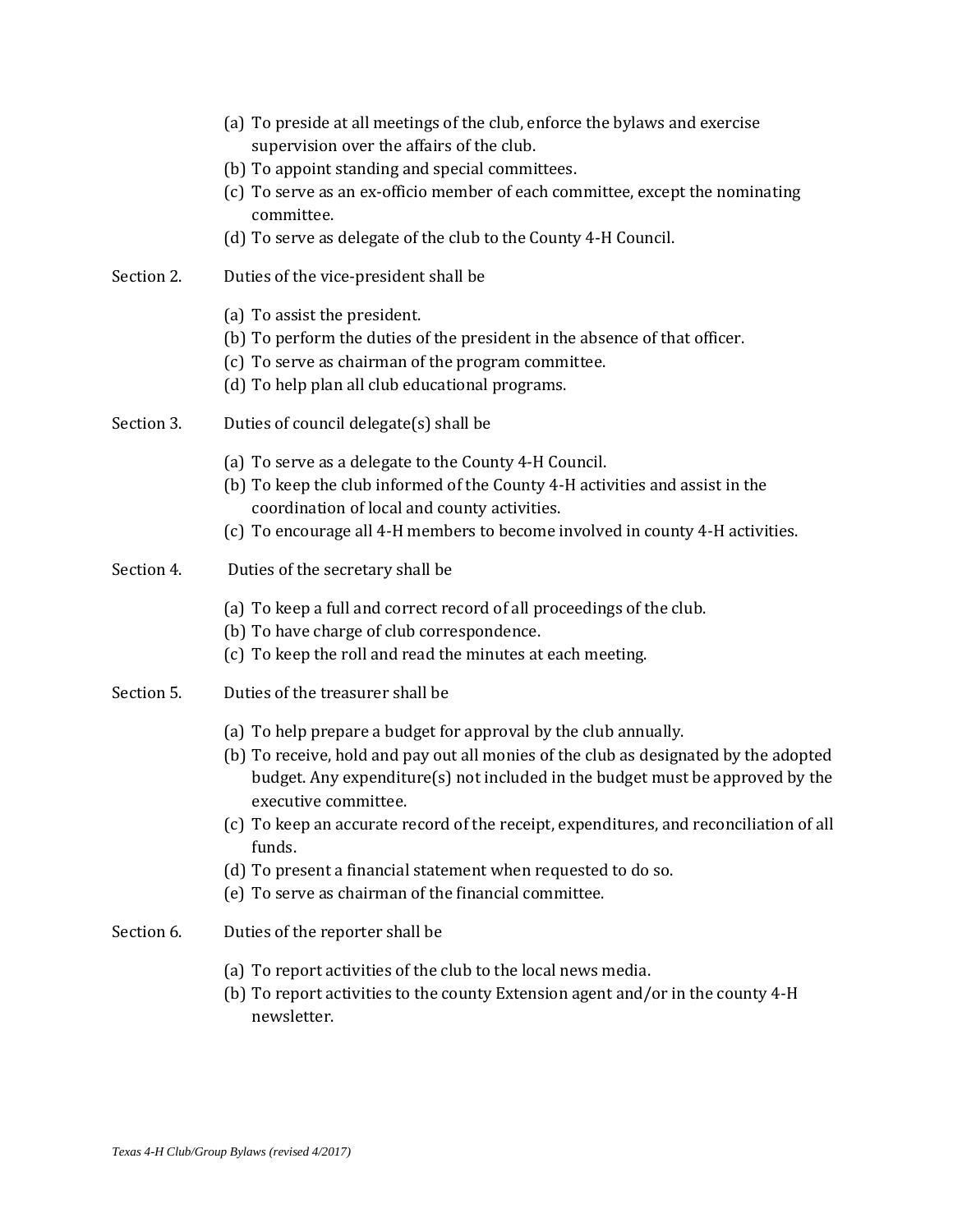(a) To preside at all meetings of the club, enforce the bylaws and exercise supervision over the affairs of the club.
(b) To appoint standing and special committees.
(c) To serve as an ex-officio member of each committee, except the nominating committee.
(d) To serve as delegate of the club to the County 4-H Council.

Section 2. Duties of the vice-president shall be

(a) To assist the president.
(b) To perform the duties of the president in the absence of that officer.
(c) To serve as chairman of the program committee.
(d) To help plan all club educational programs.

Section 3. Duties of council delegate(s) shall be

(a) To serve as a delegate to the County 4-H Council.
(b) To keep the club informed of the County 4-H activities and assist in the coordination of local and county activities.
(c) To encourage all 4-H members to become involved in county 4-H activities.

Section 4. Duties of the secretary shall be

(a) To keep a full and correct record of all proceedings of the club.
(b) To have charge of club correspondence.
(c) To keep the roll and read the minutes at each meeting.

Section 5. Duties of the treasurer shall be

(a) To help prepare a budget for approval by the club annually.
(b) To receive, hold and pay out all monies of the club as designated by the adopted budget. Any expenditure(s) not included in the budget must be approved by the executive committee.
(c) To keep an accurate record of the receipt, expenditures, and reconciliation of all funds.
(d) To present a financial statement when requested to do so.
(e) To serve as chairman of the financial committee.

Section 6. Duties of the reporter shall be

(a) To report activities of the club to the local news media.
(b) To report activities to the county Extension agent and/or in the county 4-H newsletter.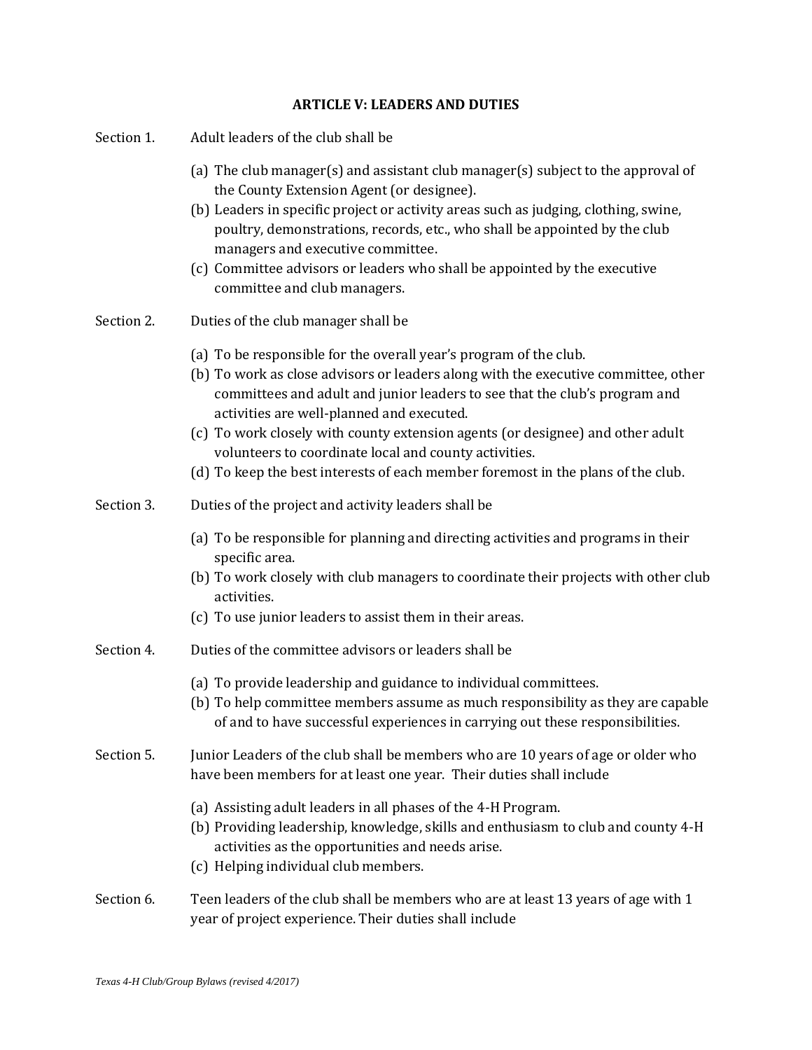## ARTICLE V: LEADERS AND DUTIES

Section 1. Adult leaders of the club shall be

(a) The club manager(s) and assistant club manager(s) subject to the approval of the County Extension Agent (or designee).
(b) Leaders in specific project or activity areas such as judging, clothing, swine, poultry, demonstrations, records, etc., who shall be appointed by the club managers and executive committee.
(c) Committee advisors or leaders who shall be appointed by the executive committee and club managers.

Section 2. Duties of the club manager shall be

(a) To be responsible for the overall year's program of the club.
(b) To work as close advisors or leaders along with the executive committee, other committees and adult and junior leaders to see that the club's program and activities are well-planned and executed.
(c) To work closely with county extension agents (or designee) and other adult volunteers to coordinate local and county activities.
(d) To keep the best interests of each member foremost in the plans of the club.

Section 3. Duties of the project and activity leaders shall be

(a) To be responsible for planning and directing activities and programs in their specific area.
(b) To work closely with club managers to coordinate their projects with other club activities.
(c) To use junior leaders to assist them in their areas.

Section 4. Duties of the committee advisors or leaders shall be

(a) To provide leadership and guidance to individual committees.
(b) To help committee members assume as much responsibility as they are capable of and to have successful experiences in carrying out these responsibilities.

Section 5. Junior Leaders of the club shall be members who are 10 years of age or older who have been members for at least one year. Their duties shall include

(a) Assisting adult leaders in all phases of the 4-H Program.
(b) Providing leadership, knowledge, skills and enthusiasm to club and county 4-H activities as the opportunities and needs arise.
(c) Helping individual club members.

Section 6. Teen leaders of the club shall be members who are at least 13 years of age with 1 year of project experience. Their duties shall include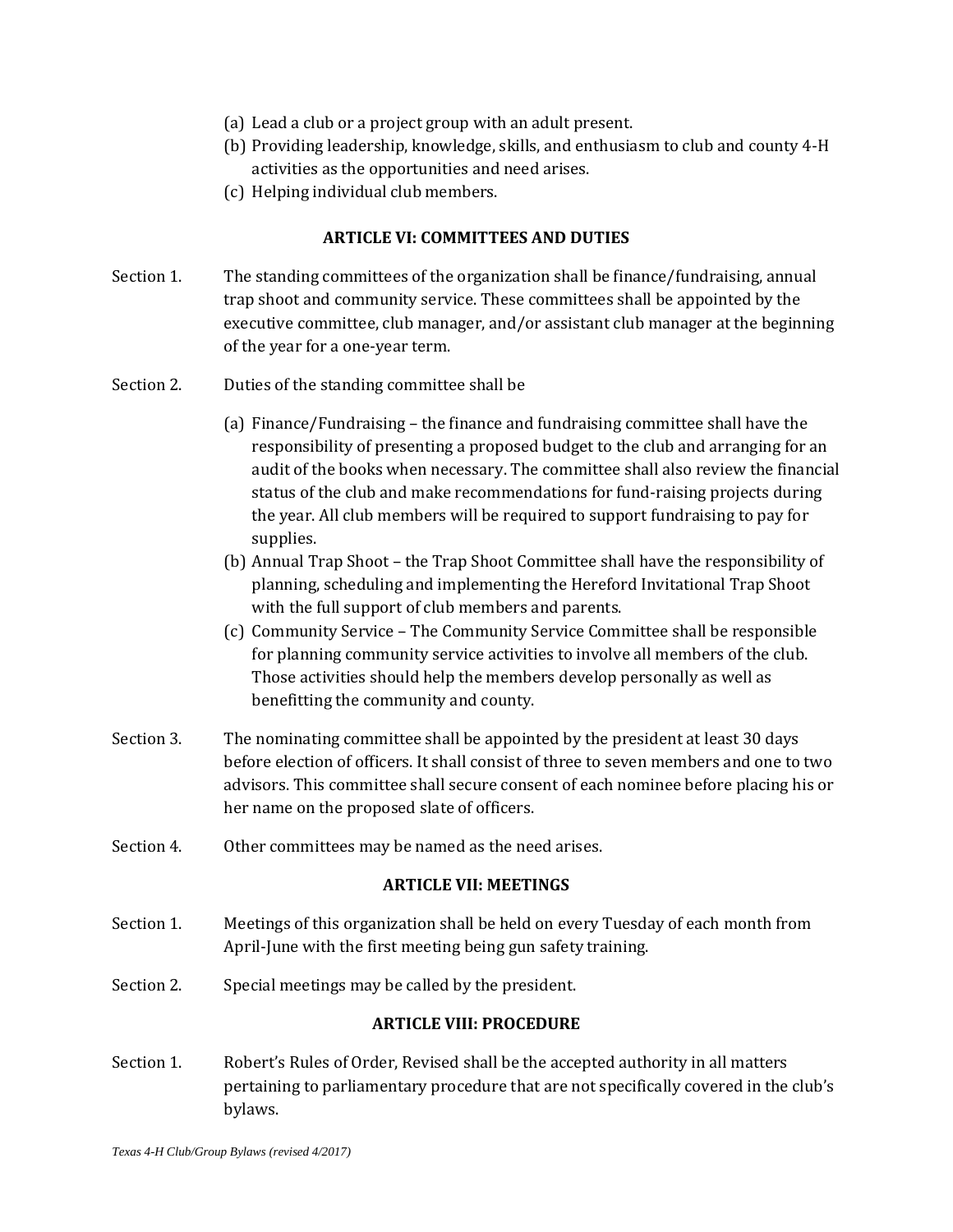(a) Lead a club or a project group with an adult present.
(b) Providing leadership, knowledge, skills, and enthusiasm to club and county 4-H activities as the opportunities and need arises.
(c) Helping individual club members.

## ARTICLE VI: COMMITTEES AND DUTIES

Section 1. The standing committees of the organization shall be finance/fundraising, annual trap shoot and community service. These committees shall be appointed by the executive committee, club manager, and/or assistant club manager at the beginning of the year for a one-year term.

Section 2. Duties of the standing committee shall be

(a) Finance/Fundraising – the finance and fundraising committee shall have the responsibility of presenting a proposed budget to the club and arranging for an audit of the books when necessary. The committee shall also review the financial status of the club and make recommendations for fund-raising projects during the year. All club members will be required to support fundraising to pay for supplies.
(b) Annual Trap Shoot – the Trap Shoot Committee shall have the responsibility of planning, scheduling and implementing the Hereford Invitational Trap Shoot with the full support of club members and parents.
(c) Community Service – The Community Service Committee shall be responsible for planning community service activities to involve all members of the club. Those activities should help the members develop personally as well as benefitting the community and county.

Section 3. The nominating committee shall be appointed by the president at least 30 days before election of officers. It shall consist of three to seven members and one to two advisors. This committee shall secure consent of each nominee before placing his or her name on the proposed slate of officers.

Section 4. Other committees may be named as the need arises.

## ARTICLE VII: MEETINGS

Section 1. Meetings of this organization shall be held on every Tuesday of each month from April-June with the first meeting being gun safety training.

Section 2. Special meetings may be called by the president.

## ARTICLE VIII: PROCEDURE

Section 1. Robert's Rules of Order, Revised shall be the accepted authority in all matters pertaining to parliamentary procedure that are not specifically covered in the club's bylaws.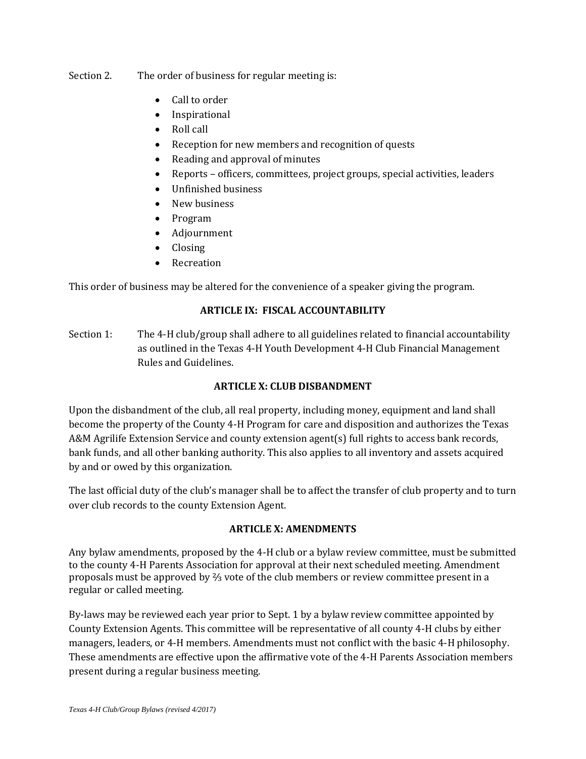Section 2. The order of business for regular meeting is:

- Call to order
- Inspirational
- Roll call
- Reception for new members and recognition of quests
- Reading and approval of minutes
- Reports – officers, committees, project groups, special activities, leaders
- Unfinished business
- New business
- Program
- Adjournment
- Closing
- Recreation

This order of business may be altered for the convenience of a speaker giving the program.

## ARTICLE IX: FISCAL ACCOUNTABILITY

Section 1: The 4-H club/group shall adhere to all guidelines related to financial accountability as outlined in the Texas 4-H Youth Development 4-H Club Financial Management Rules and Guidelines.

## ARTICLE X: CLUB DISBANDMENT

Upon the disbandment of the club, all real property, including money, equipment and land shall become the property of the County 4-H Program for care and disposition and authorizes the Texas A&M Agrilife Extension Service and county extension agent(s) full rights to access bank records, bank funds, and all other banking authority. This also applies to all inventory and assets acquired by and or owed by this organization.

The last official duty of the club's manager shall be to affect the transfer of club property and to turn over club records to the county Extension Agent.

## ARTICLE X: AMENDMENTS

Any bylaw amendments, proposed by the 4-H club or a bylaw review committee, must be submitted to the county 4-H Parents Association for approval at their next scheduled meeting. Amendment proposals must be approved by ⅔ vote of the club members or review committee present in a regular or called meeting.

By-laws may be reviewed each year prior to Sept. 1 by a bylaw review committee appointed by County Extension Agents. This committee will be representative of all county 4-H clubs by either managers, leaders, or 4-H members. Amendments must not conflict with the basic 4-H philosophy. These amendments are effective upon the affirmative vote of the 4-H Parents Association members present during a regular business meeting.